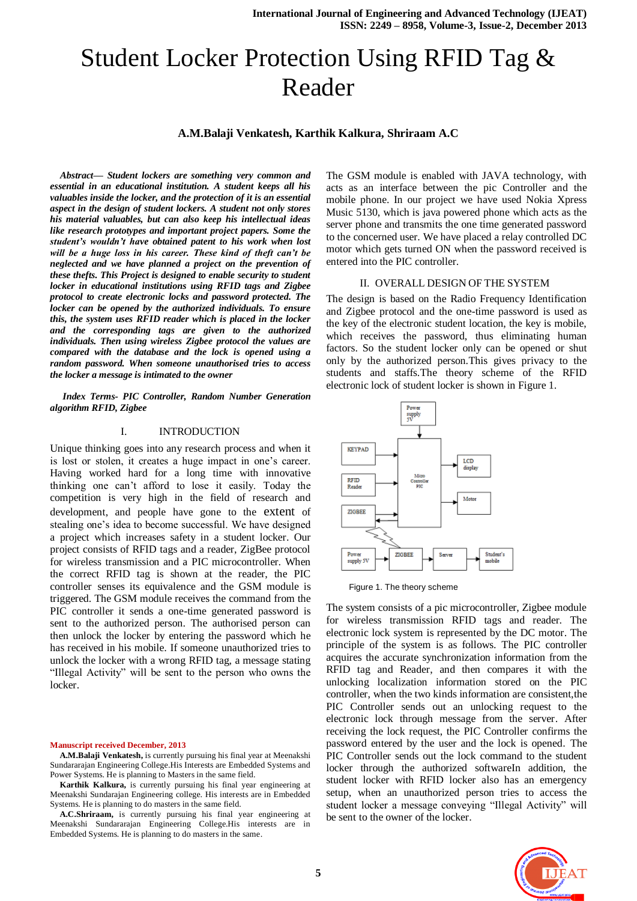# Student Locker Protection Using RFID Tag & Reader

**A.M.Balaji Venkatesh, Karthik Kalkura, Shriraam A.C**

***Abstract—* *Student lockers are something very common and essential in an educational institution. A student keeps all his valuables inside the locker, and the protection of it is an essential aspect in the design of student lockers. A student not only stores his material valuables, but can also keep his intellectual ideas like research prototypes and important project papers. Some the student's wouldn't have obtained patent to his work when lost will be a huge loss in his career. These kind of theft can't be neglected and we have planned a project on the prevention of these thefts. This Project is designed to enable security to student locker in educational institutions using RFID tags and Zigbee protocol to create electronic locks and password protected. The locker can be opened by the authorized individuals. To ensure this, the system uses RFID reader which is placed in the locker and the corresponding tags are given to the authorized individuals. Then using wireless Zigbee protocol the values are compared with the database and the lock is opened using a random password. When someone unauthorised tries to access the locker a message is intimated to the owner***

***Index Terms- PIC Controller, Random Number Generation algorithm RFID, Zigbee***

## I. INTRODUCTION

Unique thinking goes into any research process and when it is lost or stolen, it creates a huge impact in one's career. Having worked hard for a long time with innovative thinking one can't afford to lose it easily. Today the competition is very high in the field of research and development, and people have gone to the extent of stealing one's idea to become successful. We have designed a project which increases safety in a student locker. Our project consists of RFID tags and a reader, ZigBee protocol for wireless transmission and a PIC microcontroller. When the correct RFID tag is shown at the reader, the PIC controller senses its equivalence and the GSM module is triggered. The GSM module receives the command from the PIC controller it sends a one-time generated password is sent to the authorized person. The authorised person can then unlock the locker by entering the password which he has received in his mobile. If someone unauthorized tries to unlock the locker with a wrong RFID tag, a message stating "Illegal Activity" will be sent to the person who owns the locker.

The GSM module is enabled with JAVA technology, with acts as an interface between the pic Controller and the mobile phone. In our project we have used Nokia Xpress Music 5130, which is java powered phone which acts as the server phone and transmits the one time generated password to the concerned user. We have placed a relay controlled DC motor which gets turned ON when the password received is entered into the PIC controller.

## II. OVERALL DESIGN OF THE SYSTEM

The design is based on the Radio Frequency Identification and Zigbee protocol and the one-time password is used as the key of the electronic student location, the key is mobile, which receives the password, thus eliminating human factors. So the student locker only can be opened or shut only by the authorized person.This gives privacy to the students and staffs.The theory scheme of the RFID electronic lock of student locker is shown in Figure 1.

Figure 1. The theory scheme

The system consists of a pic microcontroller, Zigbee module for wireless transmission RFID tags and reader. The electronic lock system is represented by the DC motor. The principle of the system is as follows. The PIC controller acquires the accurate synchronization information from the RFID tag and Reader, and then compares it with the unlocking localization information stored on the PIC controller, when the two kinds information are consistent,the PIC Controller sends out an unlocking request to the electronic lock through message from the server. After receiving the lock request, the PIC Controller confirms the password entered by the user and the lock is opened. The PIC Controller sends out the lock command to the student locker through the authorized softwareIn addition, the student locker with RFID locker also has an emergency setup, when an unauthorized person tries to access the student locker a message conveying "Illegal Activity" will be sent to the owner of the locker.

---

**Manuscript received December, 2013**

**A.M.Balaji Venkatesh,** is currently pursuing his final year at Meenakshi Sundararajan Engineering College.His Interests are Embedded Systems and Power Systems. He is planning to Masters in the same field.

**Karthik Kalkura,** is currently pursuing his final year engineering at Meenakshi Sundarajan Engineering college. His interests are in Embedded Systems. He is planning to do masters in the same field.

**A.C.Shriraam,** is currently pursuing his final year engineering at Meenakshi Sundararajan Engineering College.His interests are in Embedded Systems. He is planning to do masters in the same.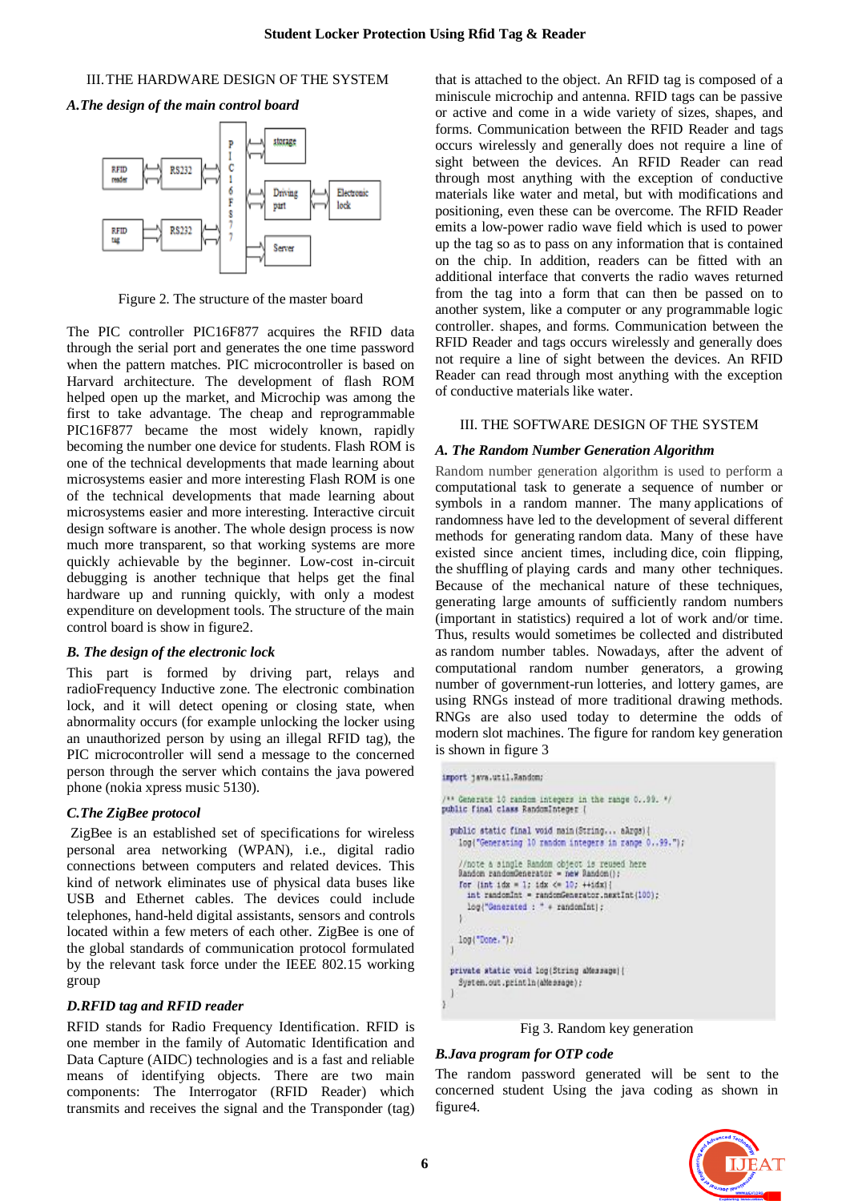## III. THE HARDWARE DESIGN OF THE SYSTEM

### *A. The design of the main control board*

Figure 2. The structure of the master board

The PIC controller PIC16F877 acquires the RFID data through the serial port and generates the one time password when the pattern matches. PIC microcontroller is based on Harvard architecture. The development of flash ROM helped open up the market, and Microchip was among the first to take advantage. The cheap and reprogrammable PIC16F877 became the most widely known, rapidly becoming the number one device for students. Flash ROM is one of the technical developments that made learning about microsystems easier and more interesting Flash ROM is one of the technical developments that made learning about microsystems easier and more interesting. Interactive circuit design software is another. The whole design process is now much more transparent, so that working systems are more quickly achievable by the beginner. Low-cost in-circuit debugging is another technique that helps get the final hardware up and running quickly, with only a modest expenditure on development tools. The structure of the main control board is show in figure2.

### *B. The design of the electronic lock*

This part is formed by driving part, relays and radioFrequency Inductive zone. The electronic combination lock, and it will detect opening or closing state, when abnormality occurs (for example unlocking the locker using an unauthorized person by using an illegal RFID tag), the PIC microcontroller will send a message to the concerned person through the server which contains the java powered phone (nokia xpress music 5130).

### *C. The ZigBee protocol*

ZigBee is an established set of specifications for wireless personal area networking (WPAN), i.e., digital radio connections between computers and related devices. This kind of network eliminates use of physical data buses like USB and Ethernet cables. The devices could include telephones, hand-held digital assistants, sensors and controls located within a few meters of each other. ZigBee is one of the global standards of communication protocol formulated by the relevant task force under the IEEE 802.15 working group

### *D. RFID tag and RFID reader*

RFID stands for Radio Frequency Identification. RFID is one member in the family of Automatic Identification and Data Capture (AIDC) technologies and is a fast and reliable means of identifying objects. There are two main components: The Interrogator (RFID Reader) which transmits and receives the signal and the Transponder (tag) that is attached to the object. An RFID tag is composed of a miniscule microchip and antenna. RFID tags can be passive or active and come in a wide variety of sizes, shapes, and forms. Communication between the RFID Reader and tags occurs wirelessly and generally does not require a line of sight between the devices. An RFID Reader can read through most anything with the exception of conductive materials like water and metal, but with modifications and positioning, even these can be overcome. The RFID Reader emits a low-power radio wave field which is used to power up the tag so as to pass on any information that is contained on the chip. In addition, readers can be fitted with an additional interface that converts the radio waves returned from the tag into a form that can then be passed on to another system, like a computer or any programmable logic controller. shapes, and forms. Communication between the RFID Reader and tags occurs wirelessly and generally does not require a line of sight between the devices. An RFID Reader can read through most anything with the exception of conductive materials like water.

## III. THE SOFTWARE DESIGN OF THE SYSTEM

### *A. The Random Number Generation Algorithm*

Random number generation algorithm is used to perform a computational task to generate a sequence of number or symbols in a random manner. The many applications of randomness have led to the development of several different methods for generating random data. Many of these have existed since ancient times, including dice, coin flipping, the shuffling of playing cards and many other techniques. Because of the mechanical nature of these techniques, generating large amounts of sufficiently random numbers (important in statistics) required a lot of work and/or time. Thus, results would sometimes be collected and distributed as random number tables. Nowadays, after the advent of computational random number generators, a growing number of government-run lotteries, and lottery games, are using RNGs instead of more traditional drawing methods. RNGs are also used today to determine the odds of modern slot machines. The figure for random key generation is shown in figure 3

```
import java.util.Random;

/** Generate 10 random integers in the range 0..99. */
public final class RandomInteger {

  public static final void main(String... aArgs){
    log("Generating 10 random integers in range 0..99.");

    //note a single Random object is reused here
    Random randomGenerator = new Random();
    for (int idx = 1; idx <= 10; ++idx){
      int randomInt = randomGenerator.nextInt(100);
      log("Generated : " + randomInt);
    }

    log("Done.");
  }

  private static void log(String aMessage){
    System.out.println(aMessage);
  }
}
```

Fig 3. Random key generation

### *B. Java program for OTP code*

The random password generated will be sent to the concerned student Using the java coding as shown in figure4.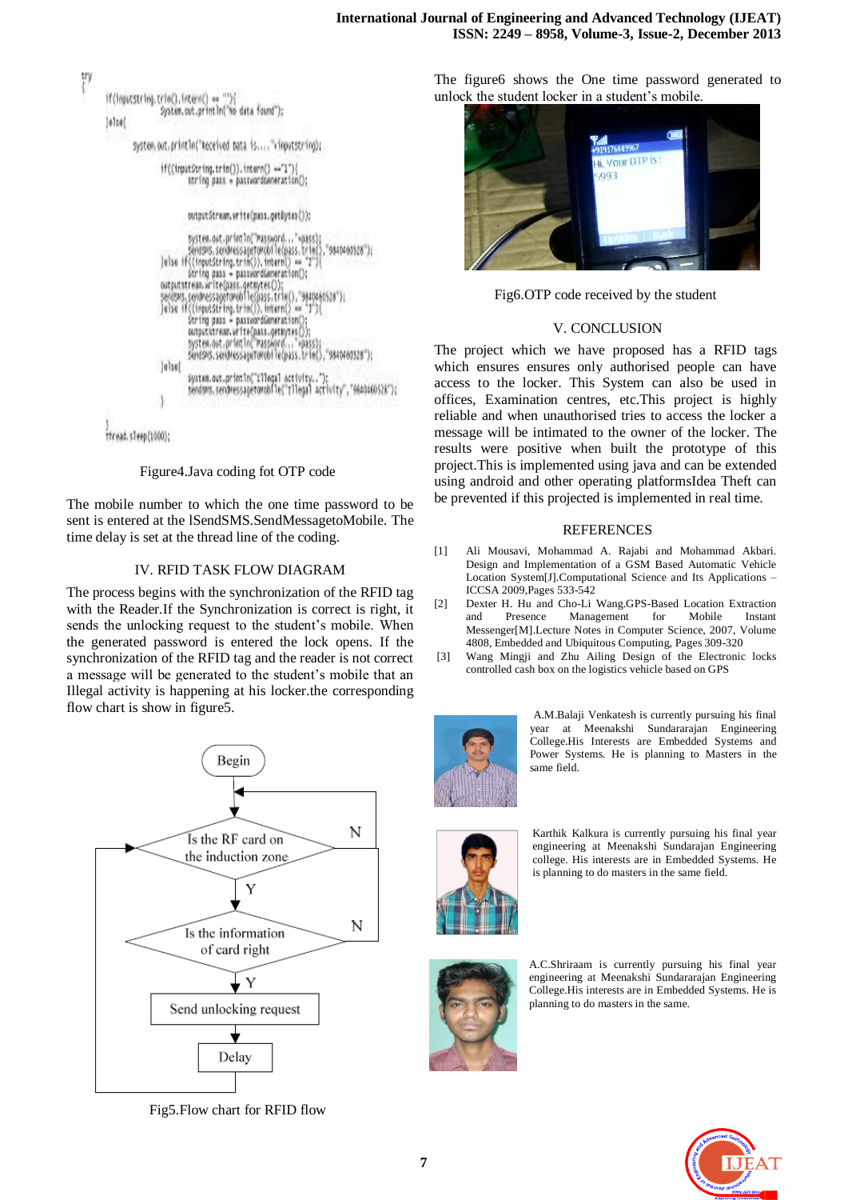```
try
{
    if((inputString.trim()).intern() == ""){
        System.out.println("No data found");
    }else{

        System.out.println("Received Data is....."+inputString);

        if((inputString.trim()).intern() =="1"){
            String pass = passwordGeneration();

            outputStream.write(pass.getBytes());

            System.out.println("Password...."+pass);
            SendSMS.sendMessagetoMobile(pass.trim(),"9840460328");
        }else if((inputString.trim()).intern() == "2"){
            String pass = passwordGeneration();
        outputStream.write(pass.getBytes());
        SendSMS.sendMessagetoMobile(pass.trim(),"9840460328");
        }else if((inputString.trim()).intern() == "3"){
            String pass = passwordGeneration();
            outputStream.write(pass.getBytes());
            System.out.println("Password...."+pass);
            SendSMS.sendMessagetoMobile(pass.trim(),"9840460328");
        }else{
            System.out.println("Illegal activity...");
            SendSMS.sendMessagetoMobile("Illegal activity","9840460328");
        }
    }
}
Thread.sleep(1000);
```

Figure4.Java coding fot OTP code

The mobile number to which the one time password to be sent is entered at the lSendSMS.SendMessagetoMobile. The time delay is set at the thread line of the coding.

## IV. RFID TASK FLOW DIAGRAM

The process begins with the synchronization of the RFID tag with the Reader.If the Synchronization is correct is right, it sends the unlocking request to the student's mobile. When the generated password is entered the lock opens. If the synchronization of the RFID tag and the reader is not correct a message will be generated to the student's mobile that an Illegal activity is happening at his locker.the corresponding flow chart is show in figure5.

Begin

Is the RF card on the induction zone

N

Y

Is the information of card right

N

Y

Send unlocking request

Delay

Fig5.Flow chart for RFID flow

The figure6 shows the One time password generated to unlock the student locker in a student's mobile.

+919176449967
Hi, Your OTP is :
5993
Options Back

Fig6.OTP code received by the student

## V. CONCLUSION

The project which we have proposed has a RFID tags which ensures ensures only authorised people can have access to the locker. This System can also be used in offices, Examination centres, etc.This project is highly reliable and when unauthorised tries to access the locker a message will be intimated to the owner of the locker. The results were positive when built the prototype of this project.This is implemented using java and can be extended using android and other operating platformsIdea Theft can be prevented if this projected is implemented in real time.

## REFERENCES

[1] Ali Mousavi, Mohammad A. Rajabi and Mohammad Akbari. Design and Implementation of a GSM Based Automatic Vehicle Location System[J].Computational Science and Its Applications – ICCSA 2009,Pages 533-542

[2] Dexter H. Hu and Cho-Li Wang.GPS-Based Location Extraction and Presence Management for Mobile Instant Messenger[M].Lecture Notes in Computer Science, 2007, Volume 4808, Embedded and Ubiquitous Computing, Pages 309-320

[3] Wang Mingji and Zhu Ailing Design of the Electronic locks controlled cash box on the logistics vehicle based on GPS

A.M.Balaji Venkatesh is currently pursuing his final year at Meenakshi Sundararajan Engineering College.His Interests are Embedded Systems and Power Systems. He is planning to Masters in the same field.

Karthik Kalkura is currently pursuing his final year engineering at Meenakshi Sundarajan Engineering college. His interests are in Embedded Systems. He is planning to do masters in the same field.

A.C.Shriraam is currently pursuing his final year engineering at Meenakshi Sundararajan Engineering College.His interests are in Embedded Systems. He is planning to do masters in the same.